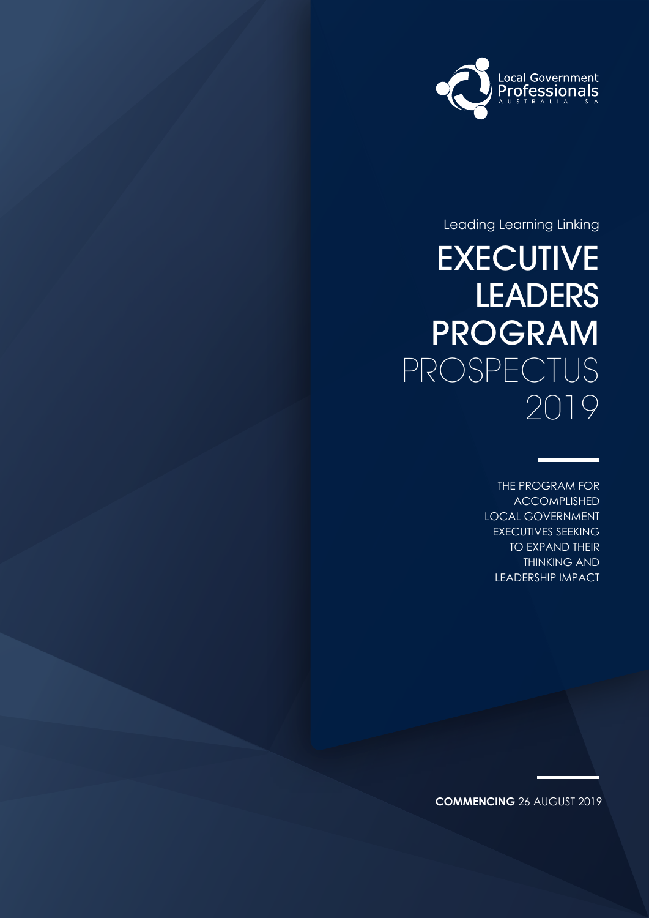Local Government Professionals

AUSTRALIA SA

Leading Learning Linking

# EXECUTIVE LEADERS PROGRAM PROSPECTUS 2019

THE PROGRAM FOR ACCOMPLISHED LOCAL GOVERNMENT EXECUTIVES SEEKING TO EXPAND THEIR THINKING AND LEADERSHIP IMPACT

**COMMENCING** 26 AUGUST 2019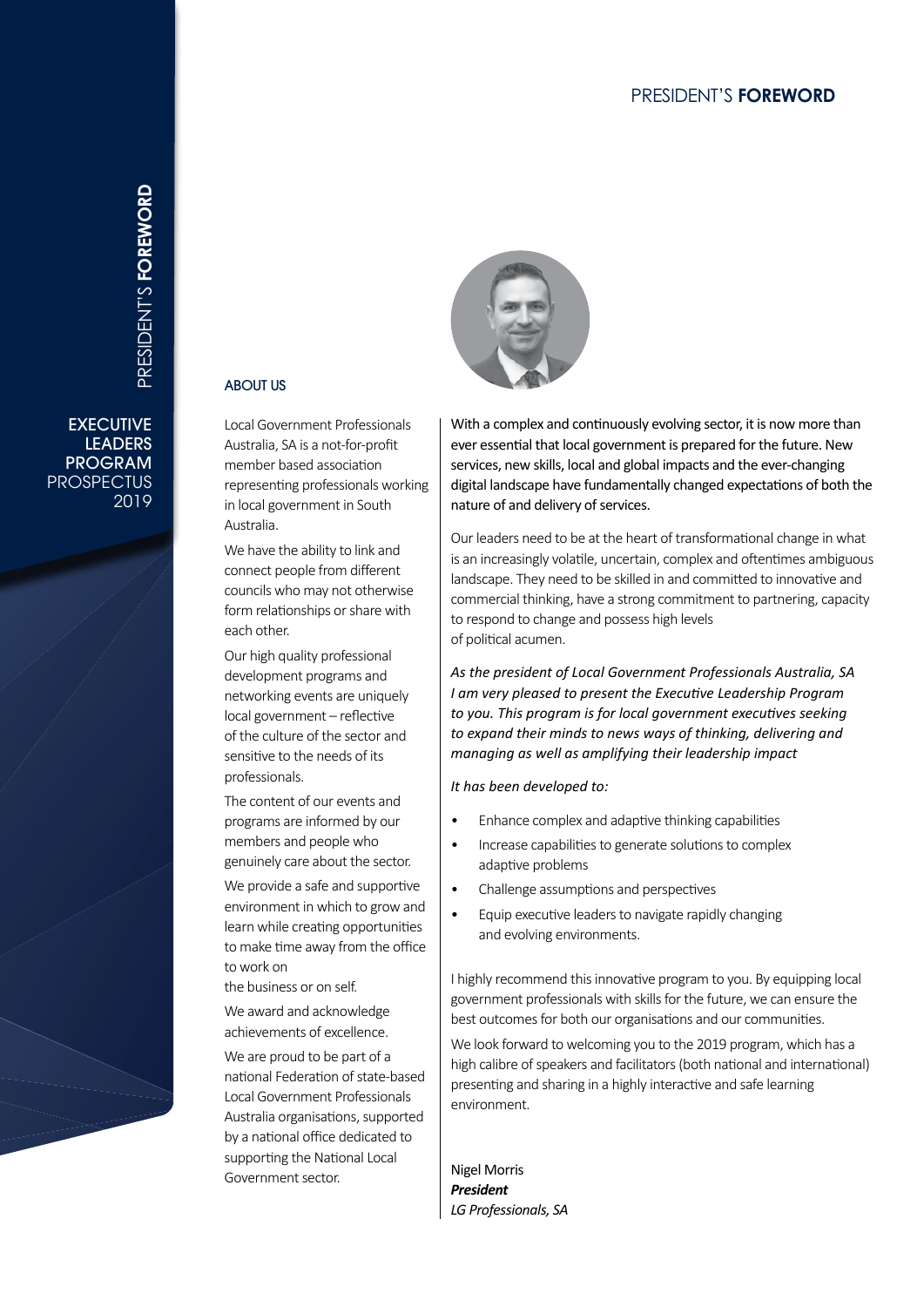# PRESIDENT'S **FOREWORD**

## ABOUT US

Local Government Professionals Australia, SA is a not-for-profit member based association representing professionals working in local government in South Australia.

We have the ability to link and connect people from different councils who may not otherwise form relationships or share with each other.

Our high quality professional development programs and networking events are uniquely local government – reflective of the culture of the sector and sensitive to the needs of its professionals.

The content of our events and programs are informed by our members and people who genuinely care about the sector.

We provide a safe and supportive environment in which to grow and learn while creating opportunities to make time away from the office to work on the business or on self.

We award and acknowledge achievements of excellence.

We are proud to be part of a national Federation of state-based Local Government Professionals Australia organisations, supported by a national office dedicated to supporting the National Local Government sector.

With a complex and continuously evolving sector, it is now more than ever essential that local government is prepared for the future. New services, new skills, local and global impacts and the ever-changing digital landscape have fundamentally changed expectations of both the nature of and delivery of services.

Our leaders need to be at the heart of transformational change in what is an increasingly volatile, uncertain, complex and oftentimes ambiguous landscape. They need to be skilled in and committed to innovative and commercial thinking, have a strong commitment to partnering, capacity to respond to change and possess high levels of political acumen.

*As the president of Local Government Professionals Australia, SA I am very pleased to present the Executive Leadership Program to you. This program is for local government executives seeking to expand their minds to news ways of thinking, delivering and managing as well as amplifying their leadership impact*

*It has been developed to:*

- Enhance complex and adaptive thinking capabilities
- Increase capabilities to generate solutions to complex adaptive problems
- Challenge assumptions and perspectives
- Equip executive leaders to navigate rapidly changing and evolving environments.

I highly recommend this innovative program to you. By equipping local government professionals with skills for the future, we can ensure the best outcomes for both our organisations and our communities.

We look forward to welcoming you to the 2019 program, which has a high calibre of speakers and facilitators (both national and international) presenting and sharing in a highly interactive and safe learning environment.

Nigel Morris
***President***
*LG Professionals, SA*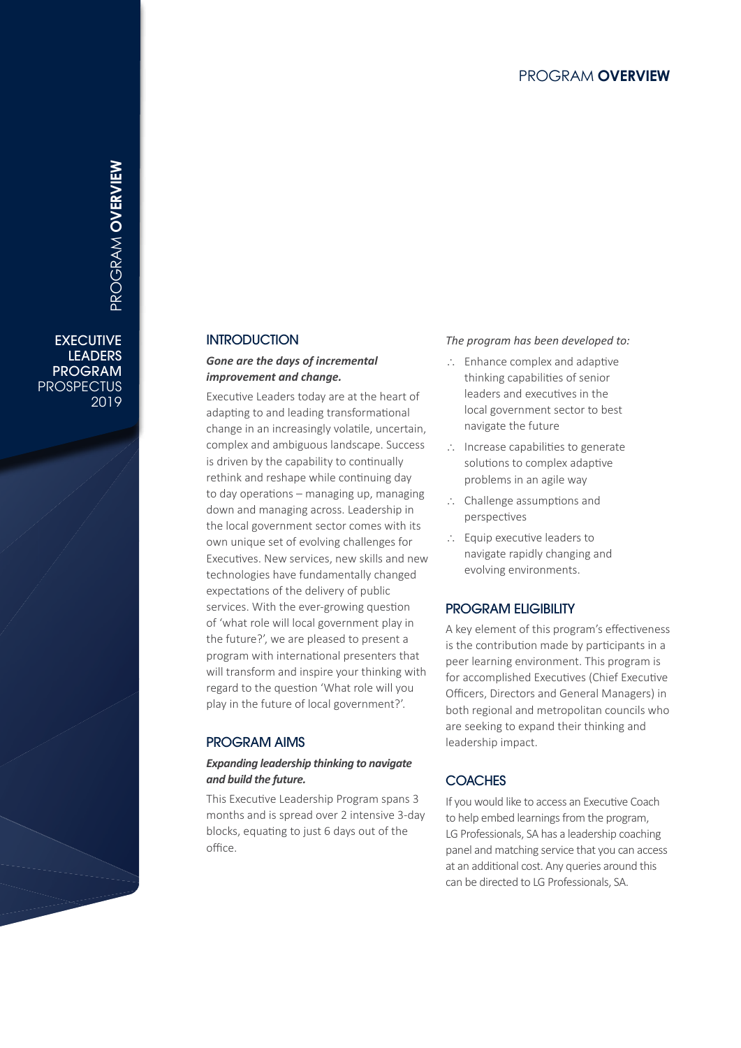## INTRODUCTION

***Gone are the days of incremental improvement and change.***

Executive Leaders today are at the heart of adapting to and leading transformational change in an increasingly volatile, uncertain, complex and ambiguous landscape. Success is driven by the capability to continually rethink and reshape while continuing day to day operations – managing up, managing down and managing across. Leadership in the local government sector comes with its own unique set of evolving challenges for Executives. New services, new skills and new technologies have fundamentally changed expectations of the delivery of public services. With the ever-growing question of 'what role will local government play in the future?', we are pleased to present a program with international presenters that will transform and inspire your thinking with regard to the question 'What role will you play in the future of local government?'.

## PROGRAM AIMS

***Expanding leadership thinking to navigate and build the future.***

This Executive Leadership Program spans 3 months and is spread over 2 intensive 3-day blocks, equating to just 6 days out of the office.

*The program has been developed to:*

- Enhance complex and adaptive thinking capabilities of senior leaders and executives in the local government sector to best navigate the future
- Increase capabilities to generate solutions to complex adaptive problems in an agile way
- Challenge assumptions and perspectives
- Equip executive leaders to navigate rapidly changing and evolving environments.

## PROGRAM ELIGIBILITY

A key element of this program's effectiveness is the contribution made by participants in a peer learning environment. This program is for accomplished Executives (Chief Executive Officers, Directors and General Managers) in both regional and metropolitan councils who are seeking to expand their thinking and leadership impact.

## COACHES

If you would like to access an Executive Coach to help embed learnings from the program, LG Professionals, SA has a leadership coaching panel and matching service that you can access at an additional cost. Any queries around this can be directed to LG Professionals, SA.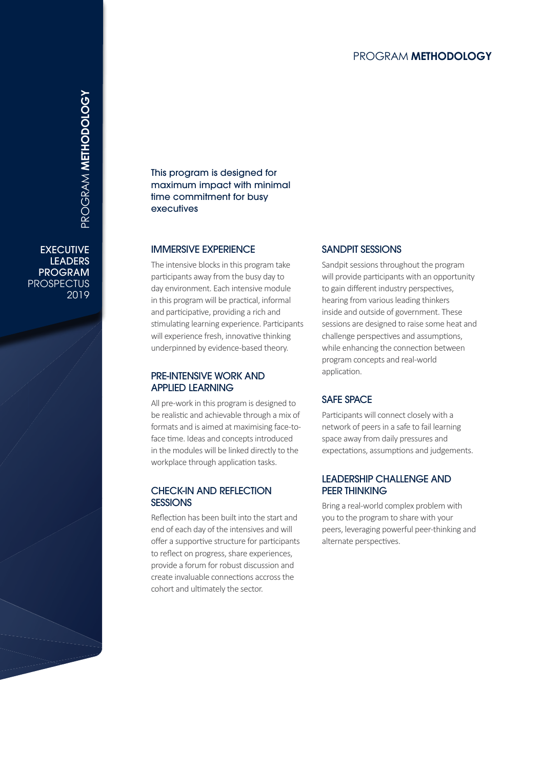# PROGRAM **METHODOLOGY**

This program is designed for maximum impact with minimal time commitment for busy executives

## IMMERSIVE EXPERIENCE

The intensive blocks in this program take participants away from the busy day to day environment. Each intensive module in this program will be practical, informal and participative, providing a rich and stimulating learning experience. Participants will experience fresh, innovative thinking underpinned by evidence-based theory.

## PRE-INTENSIVE WORK AND APPLIED LEARNING

All pre-work in this program is designed to be realistic and achievable through a mix of formats and is aimed at maximising face-to-face time. Ideas and concepts introduced in the modules will be linked directly to the workplace through application tasks.

## CHECK-IN AND REFLECTION SESSIONS

Reflection has been built into the start and end of each day of the intensives and will offer a supportive structure for participants to reflect on progress, share experiences, provide a forum for robust discussion and create invaluable connections accross the cohort and ultimately the sector.

## SANDPIT SESSIONS

Sandpit sessions throughout the program will provide participants with an opportunity to gain different industry perspectives, hearing from various leading thinkers inside and outside of government. These sessions are designed to raise some heat and challenge perspectives and assumptions, while enhancing the connection between program concepts and real-world application.

## SAFE SPACE

Participants will connect closely with a network of peers in a safe to fail learning space away from daily pressures and expectations, assumptions and judgements.

## LEADERSHIP CHALLENGE AND PEER THINKING

Bring a real-world complex problem with you to the program to share with your peers, leveraging powerful peer-thinking and alternate perspectives.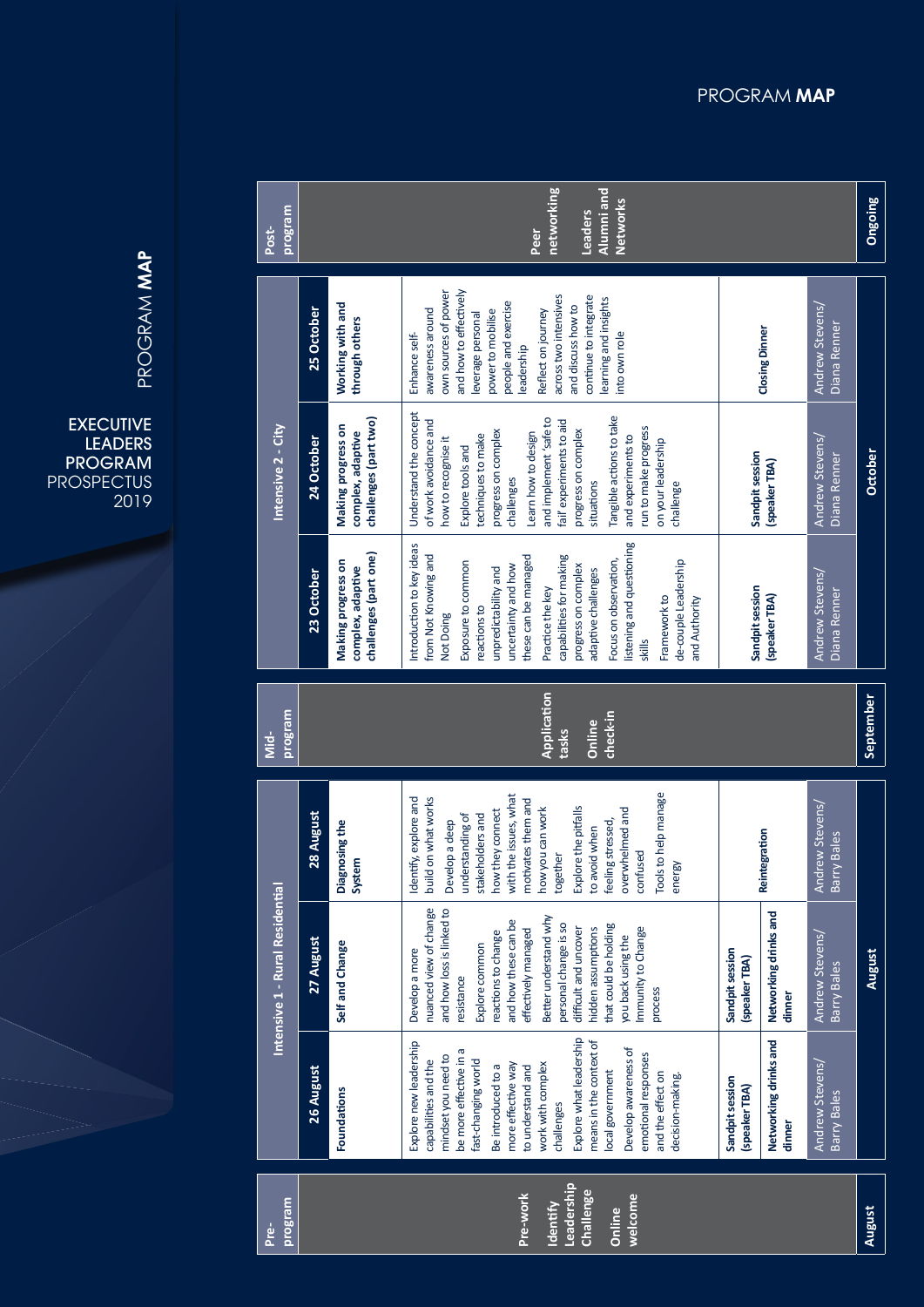# PROGRAM MAP

EXECUTIVE LEADERS PROGRAM PROSPECTUS 2019

| Pre-program | Intensive 1 - Rural Residential | | | Mid-program | Intensive 2 - City | | | Post-program |
|---|---|---|---|---|---|---|---|---|
| | 26 August | 27 August | 28 August | | 23 October | 24 October | 25 October | |
| | **Foundations** | **Self and Change** | **Diagnosing the System** | | **Making progress on complex, adaptive challenges (part one)** | **Making progress on complex, adaptive challenges (part two)** | **Working with and through others** | |
| **Pre-work** **Identify Leadership Challenge** **Online welcome** | Explore new leadership capabilities and the mindset you need to be more effective in a fast-changing world. Be introduced to a more effective way to understand and work with complex challenges. Explore what leadership means in the context of local government. Develop awareness of emotional responses and the effect on decision-making. | Develop a more nuanced view of change and how loss is linked to resistance. Explore common reactions to change and how these can be effectively managed. Better understand why personal change is so difficult and uncover hidden assumptions that could be holding you back using the Immunity to Change process | Identify, explore and build on what works. Develop a deep understanding of stakeholders and how they connect with the issues, what motivates them and how you can work together. Explore the pitfalls to avoid when feeling stressed, overwhelmed and confused. Tools to help manage energy | **Application tasks** **Online check-in** | Introduction to key ideas from Not Knowing and Not Doing. Exposure to common reactions to unpredictability and uncertainty and how these can be managed. Practice the key capabilities for making progress on complex adaptive challenges. Focus on observation, listening and questioning skills. Framework to de-couple Leadership and Authority | Understand the concept of work avoidance and how to recognise it. Explore tools and techniques to make progress on complex challenges. Learn how to design and implement 'safe to fail' experiments to aid progress on complex situations. Tangible actions to take and experiments to run to make progress on your leadership challenge | Enhance self-awareness around own sources of power and how to effectively leverage personal power to mobilise people and exercise leadership. Reflect on journey across two intensives and discuss how to continue to integrate learning and insights into own role | **Peer networking** **Leaders Alumni and Networks** |
| | **Sandpit session (speaker TBA)** | **Sandpit session (speaker TBA)** | **Reintegration** | | **Sandpit session (speaker TBA)** | **Sandpit session (speaker TBA)** | **Closing Dinner** | |
| | **Networking drinks and dinner** | **Networking drinks and dinner** | | | | | | |
| | Andrew Stevens/ Barry Bales | Andrew Stevens/ Barry Bales | Andrew Stevens/ Barry Bales | | Andrew Stevens/ Diana Renner | Andrew Stevens/ Diana Renner | Andrew Stevens/ Diana Renner | |
| **August** | | **August** | | **September** | | **October** | | **Ongoing** |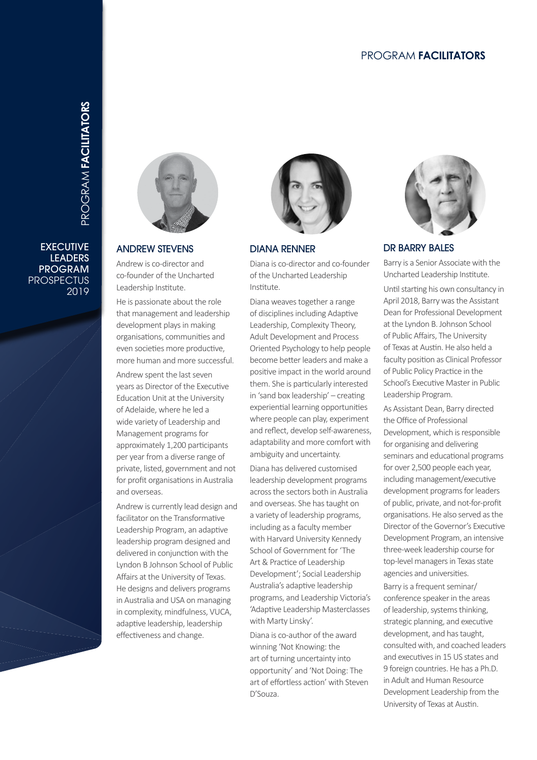# PROGRAM **FACILITATORS**

## ANDREW STEVENS

Andrew is co-director and co-founder of the Uncharted Leadership Institute.

He is passionate about the role that management and leadership development plays in making organisations, communities and even societies more productive, more human and more successful.

Andrew spent the last seven years as Director of the Executive Education Unit at the University of Adelaide, where he led a wide variety of Leadership and Management programs for approximately 1,200 participants per year from a diverse range of private, listed, government and not for profit organisations in Australia and overseas.

Andrew is currently lead design and facilitator on the Transformative Leadership Program, an adaptive leadership program designed and delivered in conjunction with the Lyndon B Johnson School of Public Affairs at the University of Texas. He designs and delivers programs in Australia and USA on managing in complexity, mindfulness, VUCA, adaptive leadership, leadership effectiveness and change.

## DIANA RENNER

Diana is co-director and co-founder of the Uncharted Leadership Institute.

Diana weaves together a range of disciplines including Adaptive Leadership, Complexity Theory, Adult Development and Process Oriented Psychology to help people become better leaders and make a positive impact in the world around them. She is particularly interested in 'sand box leadership' – creating experiential learning opportunities where people can play, experiment and reflect, develop self-awareness, adaptability and more comfort with ambiguity and uncertainty.

Diana has delivered customised leadership development programs across the sectors both in Australia and overseas. She has taught on a variety of leadership programs, including as a faculty member with Harvard University Kennedy School of Government for 'The Art & Practice of Leadership Development'; Social Leadership Australia's adaptive leadership programs, and Leadership Victoria's 'Adaptive Leadership Masterclasses with Marty Linsky'.

Diana is co-author of the award winning 'Not Knowing: the art of turning uncertainty into opportunity' and 'Not Doing: The art of effortless action' with Steven D'Souza.

## DR BARRY BALES

Barry is a Senior Associate with the Uncharted Leadership Institute.

Until starting his own consultancy in April 2018, Barry was the Assistant Dean for Professional Development at the Lyndon B. Johnson School of Public Affairs, The University of Texas at Austin. He also held a faculty position as Clinical Professor of Public Policy Practice in the School's Executive Master in Public Leadership Program.

As Assistant Dean, Barry directed the Office of Professional Development, which is responsible for organising and delivering seminars and educational programs for over 2,500 people each year, including management/executive development programs for leaders of public, private, and not-for-profit organisations. He also served as the Director of the Governor's Executive Development Program, an intensive three-week leadership course for top-level managers in Texas state agencies and universities.

Barry is a frequent seminar/conference speaker in the areas of leadership, systems thinking, strategic planning, and executive development, and has taught, consulted with, and coached leaders and executives in 15 US states and 9 foreign countries. He has a Ph.D. in Adult and Human Resource Development Leadership from the University of Texas at Austin.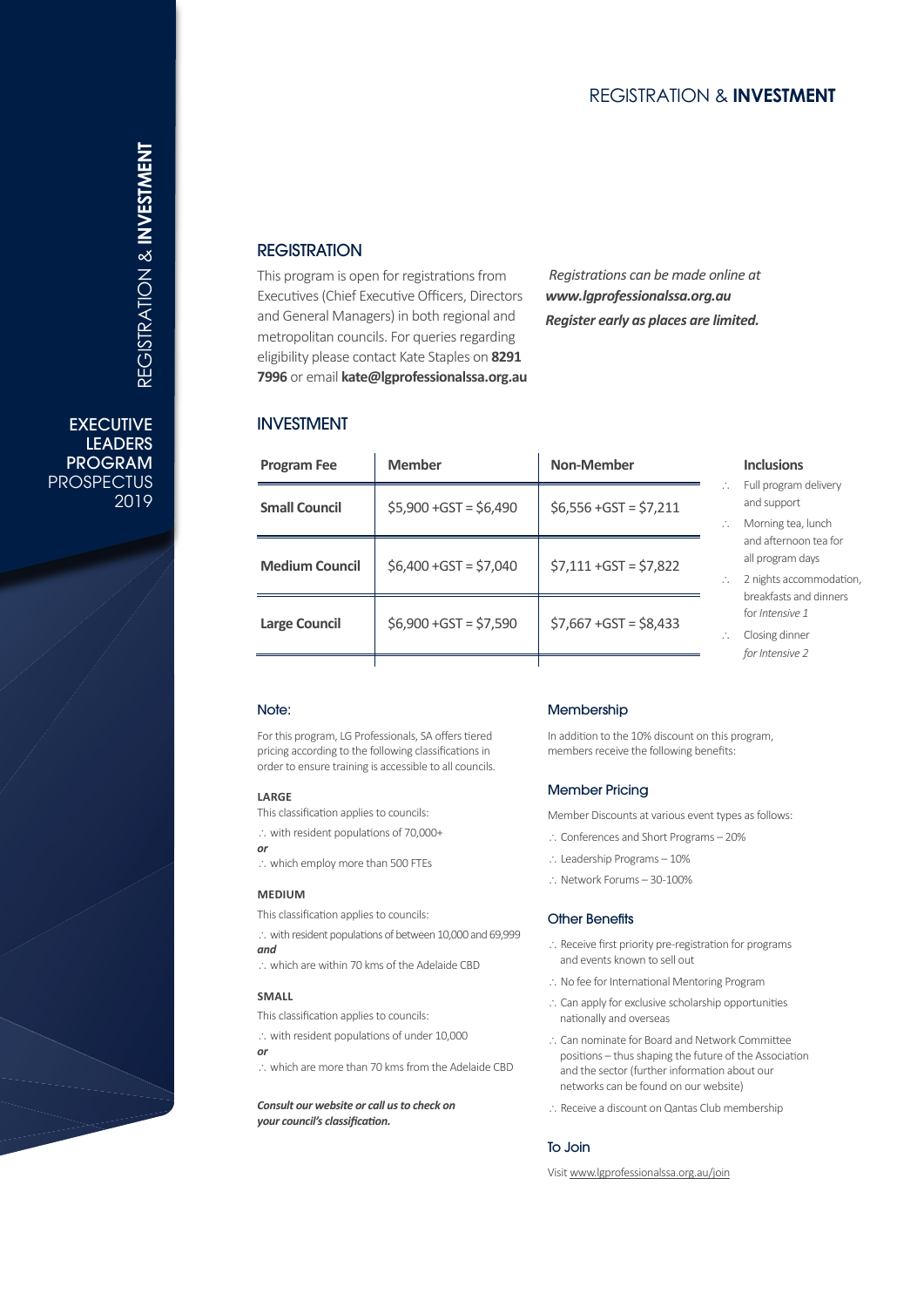# REGISTRATION & **INVESTMENT**

## REGISTRATION

This program is open for registrations from Executives (Chief Executive Officers, Directors and General Managers) in both regional and metropolitan councils. For queries regarding eligibility please contact Kate Staples on **8291 7996** or email **kate@lgprofessionalssa.org.au**

*Registrations can be made online at* ***www.lgprofessionalssa.org.au***
***Register early as places are limited.***

## INVESTMENT

| Program Fee | Member | Non-Member |
|---|---|---|
| **Small Council** | $5,900 +GST = $6,490 | $6,556 +GST = $7,211 |
| **Medium Council** | $6,400 +GST = $7,040 | $7,111 +GST = $7,822 |
| **Large Council** | $6,900 +GST = $7,590 | $7,667 +GST = $8,433 |

**Inclusions**

- ∴ Full program delivery and support
- ∴ Morning tea, lunch and afternoon tea for all program days
- ∴ 2 nights accommodation, breakfasts and dinners for *Intensive 1*
- ∴ Closing dinner *for Intensive 2*

### Note:

For this program, LG Professionals, SA offers tiered pricing according to the following classifications in order to ensure training is accessible to all councils.

**LARGE**

This classification applies to councils:

∴ with resident populations of 70,000+
***or***
∴ which employ more than 500 FTEs

**MEDIUM**

This classification applies to councils:

∴ with resident populations of between 10,000 and 69,999
***and***
∴ which are within 70 kms of the Adelaide CBD

**SMALL**

This classification applies to councils:

∴ with resident populations of under 10,000
***or***
∴ which are more than 70 kms from the Adelaide CBD

***Consult our website or call us to check on your council's classification.***

### Membership

In addition to the 10% discount on this program, members receive the following benefits:

### Member Pricing

Member Discounts at various event types as follows:

- ∴ Conferences and Short Programs – 20%
- ∴ Leadership Programs – 10%
- ∴ Network Forums – 30-100%

### Other Benefits

- ∴ Receive first priority pre-registration for programs and events known to sell out
- ∴ No fee for International Mentoring Program
- ∴ Can apply for exclusive scholarship opportunities nationally and overseas
- ∴ Can nominate for Board and Network Committee positions – thus shaping the future of the Association and the sector (further information about our networks can be found on our website)
- ∴ Receive a discount on Qantas Club membership

### To Join

Visit www.lgprofessionalssa.org.au/join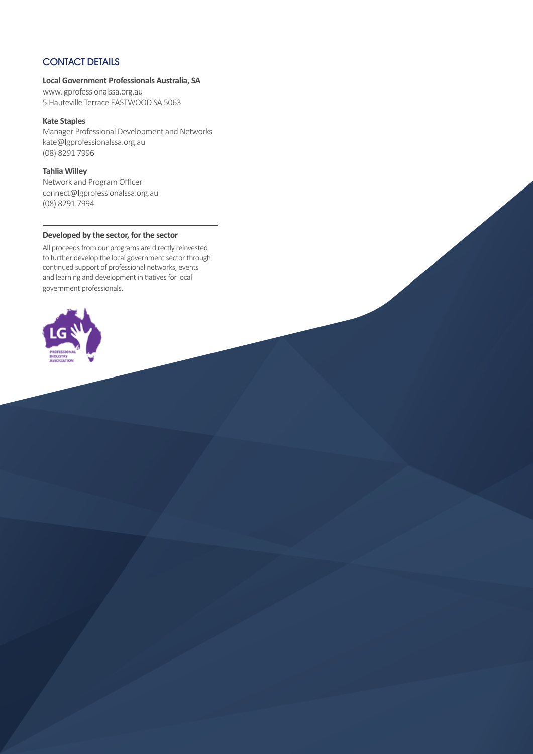## CONTACT DETAILS

**Local Government Professionals Australia, SA**
www.lgprofessionalssa.org.au
5 Hauteville Terrace EASTWOOD SA 5063

**Kate Staples**
Manager Professional Development and Networks
kate@lgprofessionalssa.org.au
(08) 8291 7996

**Tahlia Willey**
Network and Program Officer
connect@lgprofessionalssa.org.au
(08) 8291 7994

---

**Developed by the sector, for the sector**

All proceeds from our programs are directly reinvested to further develop the local government sector through continued support of professional networks, events and learning and development initiatives for local government professionals.

LG PROFESSIONAL INDUSTRY ASSOCIATION